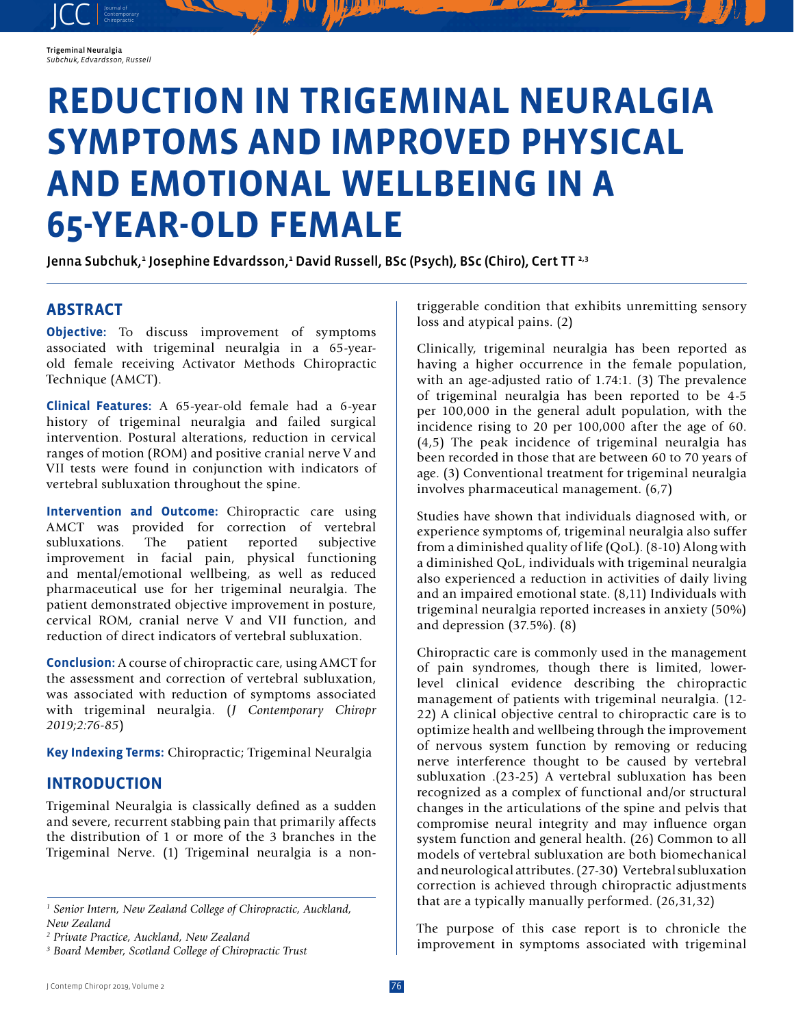# REDUCTION IN TRIGEMINAL NEURALGIA SYMPTOMS AND IMPROVED PHYSICAL AND EMOTIONAL WELLBEING IN A 65-YEAR-OLD FEMALE

Jenna Subchuk,[1] Josephine Edvardsson,[1] David Russell, BSc (Psych), BSc (Chiro), Cert TT [2,3]

## ABSTRACT

**Objective:** To discuss improvement of symptoms associated with trigeminal neuralgia in a 65-year-old female receiving Activator Methods Chiropractic Technique (AMCT).

**Clinical Features:** A 65-year-old female had a 6-year history of trigeminal neuralgia and failed surgical intervention. Postural alterations, reduction in cervical ranges of motion (ROM) and positive cranial nerve V and VII tests were found in conjunction with indicators of vertebral subluxation throughout the spine.

**Intervention and Outcome:** Chiropractic care using AMCT was provided for correction of vertebral subluxations. The patient reported subjective improvement in facial pain, physical functioning and mental/emotional wellbeing, as well as reduced pharmaceutical use for her trigeminal neuralgia. The patient demonstrated objective improvement in posture, cervical ROM, cranial nerve V and VII function, and reduction of direct indicators of vertebral subluxation.

**Conclusion:** A course of chiropractic care, using AMCT for the assessment and correction of vertebral subluxation, was associated with reduction of symptoms associated with trigeminal neuralgia. (*J Contemporary Chiropr 2019;2:76-85*)

**Key Indexing Terms:** Chiropractic; Trigeminal Neuralgia

## INTRODUCTION

Trigeminal Neuralgia is classically defined as a sudden and severe, recurrent stabbing pain that primarily affects the distribution of 1 or more of the 3 branches in the Trigeminal Nerve. (1) Trigeminal neuralgia is a non-triggerable condition that exhibits unremitting sensory loss and atypical pains. (2)

Clinically, trigeminal neuralgia has been reported as having a higher occurrence in the female population, with an age-adjusted ratio of 1.74:1. (3) The prevalence of trigeminal neuralgia has been reported to be 4-5 per 100,000 in the general adult population, with the incidence rising to 20 per 100,000 after the age of 60. (4,5) The peak incidence of trigeminal neuralgia has been recorded in those that are between 60 to 70 years of age. (3) Conventional treatment for trigeminal neuralgia involves pharmaceutical management. (6,7)

Studies have shown that individuals diagnosed with, or experience symptoms of, trigeminal neuralgia also suffer from a diminished quality of life (QoL). (8-10) Along with a diminished QoL, individuals with trigeminal neuralgia also experienced a reduction in activities of daily living and an impaired emotional state. (8,11) Individuals with trigeminal neuralgia reported increases in anxiety (50%) and depression (37.5%). (8)

Chiropractic care is commonly used in the management of pain syndromes, though there is limited, lower-level clinical evidence describing the chiropractic management of patients with trigeminal neuralgia. (12-22) A clinical objective central to chiropractic care is to optimize health and wellbeing through the improvement of nervous system function by removing or reducing nerve interference thought to be caused by vertebral subluxation .(23-25) A vertebral subluxation has been recognized as a complex of functional and/or structural changes in the articulations of the spine and pelvis that compromise neural integrity and may influence organ system function and general health. (26) Common to all models of vertebral subluxation are both biomechanical and neurological attributes. (27-30) Vertebral subluxation correction is achieved through chiropractic adjustments that are a typically manually performed. (26,31,32)

The purpose of this case report is to chronicle the improvement in symptoms associated with trigeminal

---

[1] *Senior Intern, New Zealand College of Chiropractic, Auckland, New Zealand*

[2] *Private Practice, Auckland, New Zealand*

[3] *Board Member, Scotland College of Chiropractic Trust*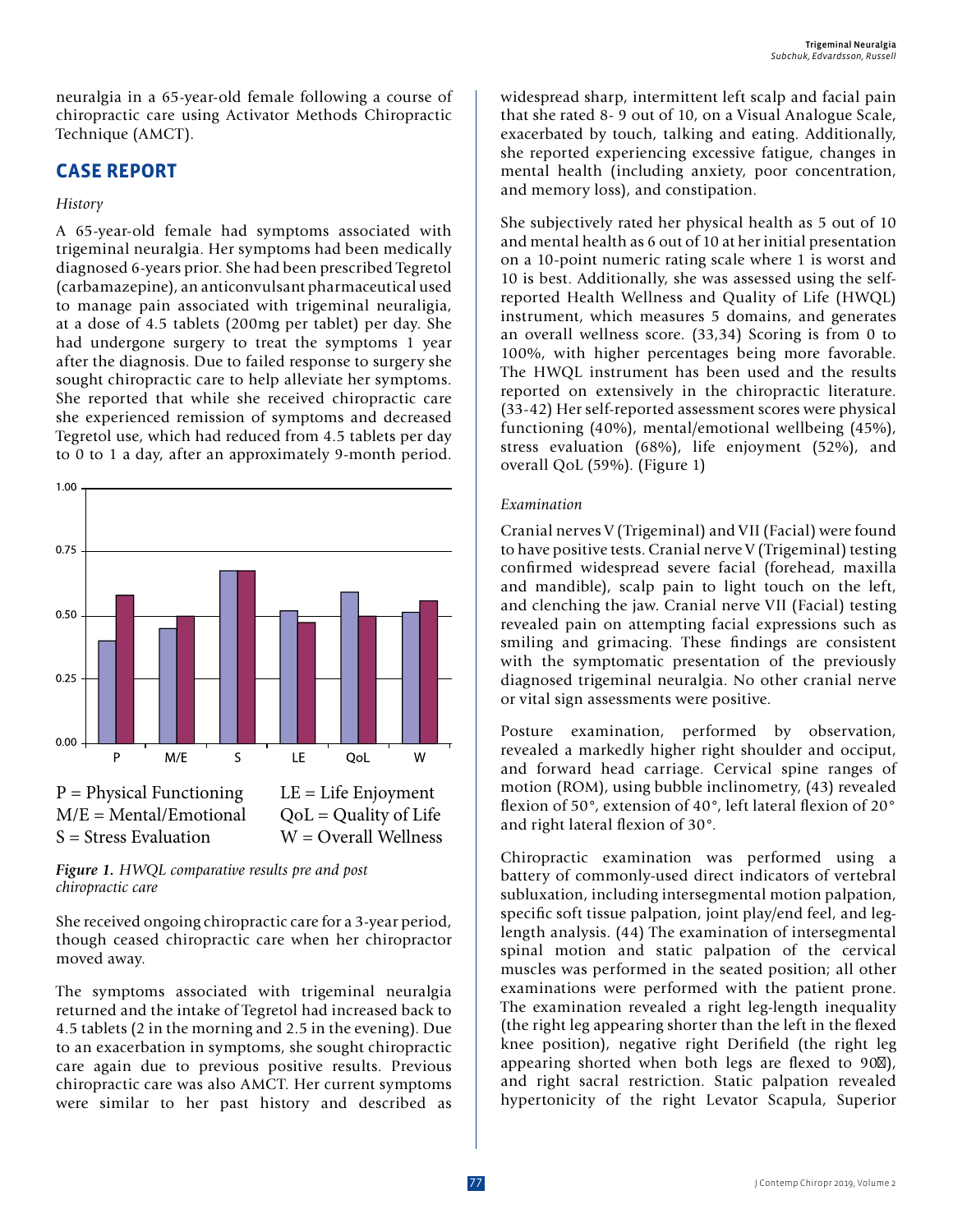neuralgia in a 65-year-old female following a course of chiropractic care using Activator Methods Chiropractic Technique (AMCT).

## CASE REPORT

*History*

A 65-year-old female had symptoms associated with trigeminal neuralgia. Her symptoms had been medically diagnosed 6-years prior. She had been prescribed Tegretol (carbamazepine), an anticonvulsant pharmaceutical used to manage pain associated with trigeminal neuraligia, at a dose of 4.5 tablets (200mg per tablet) per day. She had undergone surgery to treat the symptoms 1 year after the diagnosis. Due to failed response to surgery she sought chiropractic care to help alleviate her symptoms. She reported that while she received chiropractic care she experienced remission of symptoms and decreased Tegretol use, which had reduced from 4.5 tablets per day to 0 to 1 a day, after an approximately 9-month period.

P = Physical Functioning
M/E = Mental/Emotional
S = Stress Evaluation
LE = Life Enjoyment
QoL = Quality of Life
W = Overall Wellness

***Figure 1.*** *HWQL comparative results pre and post chiropractic care*

She received ongoing chiropractic care for a 3-year period, though ceased chiropractic care when her chiropractor moved away.

The symptoms associated with trigeminal neuralgia returned and the intake of Tegretol had increased back to 4.5 tablets (2 in the morning and 2.5 in the evening). Due to an exacerbation in symptoms, she sought chiropractic care again due to previous positive results. Previous chiropractic care was also AMCT. Her current symptoms were similar to her past history and described as widespread sharp, intermittent left scalp and facial pain that she rated 8- 9 out of 10, on a Visual Analogue Scale, exacerbated by touch, talking and eating. Additionally, she reported experiencing excessive fatigue, changes in mental health (including anxiety, poor concentration, and memory loss), and constipation.

She subjectively rated her physical health as 5 out of 10 and mental health as 6 out of 10 at her initial presentation on a 10-point numeric rating scale where 1 is worst and 10 is best. Additionally, she was assessed using the self-reported Health Wellness and Quality of Life (HWQL) instrument, which measures 5 domains, and generates an overall wellness score. (33,34) Scoring is from 0 to 100%, with higher percentages being more favorable. The HWQL instrument has been used and the results reported on extensively in the chiropractic literature. (33-42) Her self-reported assessment scores were physical functioning (40%), mental/emotional wellbeing (45%), stress evaluation (68%), life enjoyment (52%), and overall QoL (59%). (Figure 1)

*Examination*

Cranial nerves V (Trigeminal) and VII (Facial) were found to have positive tests. Cranial nerve V (Trigeminal) testing confirmed widespread severe facial (forehead, maxilla and mandible), scalp pain to light touch on the left, and clenching the jaw. Cranial nerve VII (Facial) testing revealed pain on attempting facial expressions such as smiling and grimacing. These findings are consistent with the symptomatic presentation of the previously diagnosed trigeminal neuralgia. No other cranial nerve or vital sign assessments were positive.

Posture examination, performed by observation, revealed a markedly higher right shoulder and occiput, and forward head carriage. Cervical spine ranges of motion (ROM), using bubble inclinometry, (43) revealed flexion of 50°, extension of 40°, left lateral flexion of 20° and right lateral flexion of 30°.

Chiropractic examination was performed using a battery of commonly-used direct indicators of vertebral subluxation, including intersegmental motion palpation, specific soft tissue palpation, joint play/end feel, and leg-length analysis. (44) The examination of intersegmental spinal motion and static palpation of the cervical muscles was performed in the seated position; all other examinations were performed with the patient prone. The examination revealed a right leg-length inequality (the right leg appearing shorter than the left in the flexed knee position), negative right Derifield (the right leg appearing shorted when both legs are flexed to 90°), and right sacral restriction. Static palpation revealed hypertonicity of the right Levator Scapula, Superior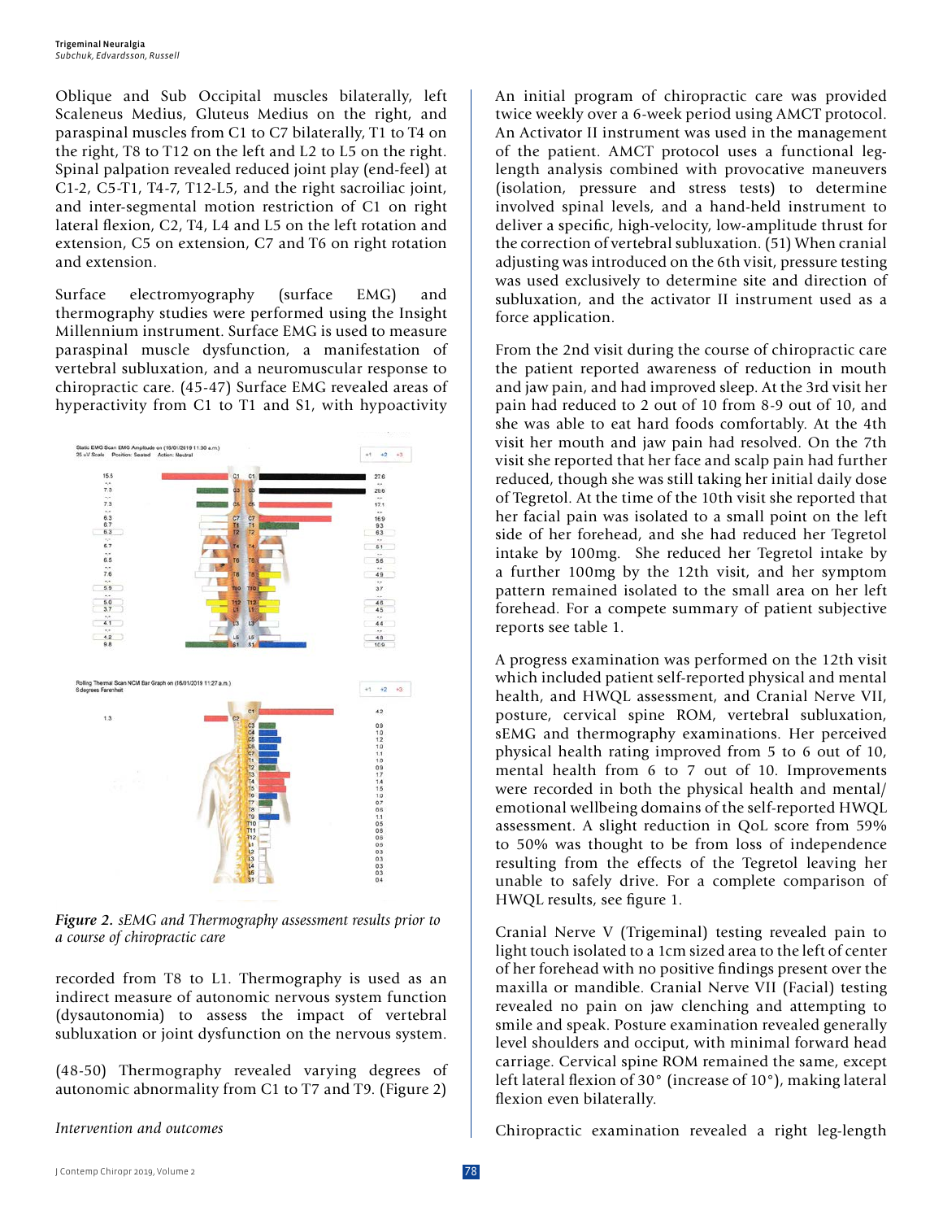Oblique and Sub Occipital muscles bilaterally, left Scaleneus Medius, Gluteus Medius on the right, and paraspinal muscles from C1 to C7 bilaterally, T1 to T4 on the right, T8 to T12 on the left and L2 to L5 on the right. Spinal palpation revealed reduced joint play (end-feel) at C1-2, C5-T1, T4-7, T12-L5, and the right sacroiliac joint, and inter-segmental motion restriction of C1 on right lateral flexion, C2, T4, L4 and L5 on the left rotation and extension, C5 on extension, C7 and T6 on right rotation and extension.

Surface electromyography (surface EMG) and thermography studies were performed using the Insight Millennium instrument. Surface EMG is used to measure paraspinal muscle dysfunction, a manifestation of vertebral subluxation, and a neuromuscular response to chiropractic care. (45-47) Surface EMG revealed areas of hyperactivity from C1 to T1 and S1, with hypoactivity recorded from T8 to L1. Thermography is used as an indirect measure of autonomic nervous system function (dysautonomia) to assess the impact of vertebral subluxation or joint dysfunction on the nervous system.

*Figure 2. sEMG and Thermography assessment results prior to a course of chiropractic care*

(48-50) Thermography revealed varying degrees of autonomic abnormality from C1 to T7 and T9. (Figure 2)

*Intervention and outcomes*

An initial program of chiropractic care was provided twice weekly over a 6-week period using AMCT protocol. An Activator II instrument was used in the management of the patient. AMCT protocol uses a functional leg-length analysis combined with provocative maneuvers (isolation, pressure and stress tests) to determine involved spinal levels, and a hand-held instrument to deliver a specific, high-velocity, low-amplitude thrust for the correction of vertebral subluxation. (51) When cranial adjusting was introduced on the 6th visit, pressure testing was used exclusively to determine site and direction of subluxation, and the activator II instrument used as a force application.

From the 2nd visit during the course of chiropractic care the patient reported awareness of reduction in mouth and jaw pain, and had improved sleep. At the 3rd visit her pain had reduced to 2 out of 10 from 8-9 out of 10, and she was able to eat hard foods comfortably. At the 4th visit her mouth and jaw pain had resolved. On the 7th visit she reported that her face and scalp pain had further reduced, though she was still taking her initial daily dose of Tegretol. At the time of the 10th visit she reported that her facial pain was isolated to a small point on the left side of her forehead, and she had reduced her Tegretol intake by 100mg. She reduced her Tegretol intake by a further 100mg by the 12th visit, and her symptom pattern remained isolated to the small area on her left forehead. For a compete summary of patient subjective reports see table 1.

A progress examination was performed on the 12th visit which included patient self-reported physical and mental health, and HWQL assessment, and Cranial Nerve VII, posture, cervical spine ROM, vertebral subluxation, sEMG and thermography examinations. Her perceived physical health rating improved from 5 to 6 out of 10, mental health from 6 to 7 out of 10. Improvements were recorded in both the physical health and mental/emotional wellbeing domains of the self-reported HWQL assessment. A slight reduction in QoL score from 59% to 50% was thought to be from loss of independence resulting from the effects of the Tegretol leaving her unable to safely drive. For a complete comparison of HWQL results, see figure 1.

Cranial Nerve V (Trigeminal) testing revealed pain to light touch isolated to a 1cm sized area to the left of center of her forehead with no positive findings present over the maxilla or mandible. Cranial Nerve VII (Facial) testing revealed no pain on jaw clenching and attempting to smile and speak. Posture examination revealed generally level shoulders and occiput, with minimal forward head carriage. Cervical spine ROM remained the same, except left lateral flexion of 30° (increase of 10°), making lateral flexion even bilaterally.

Chiropractic examination revealed a right leg-length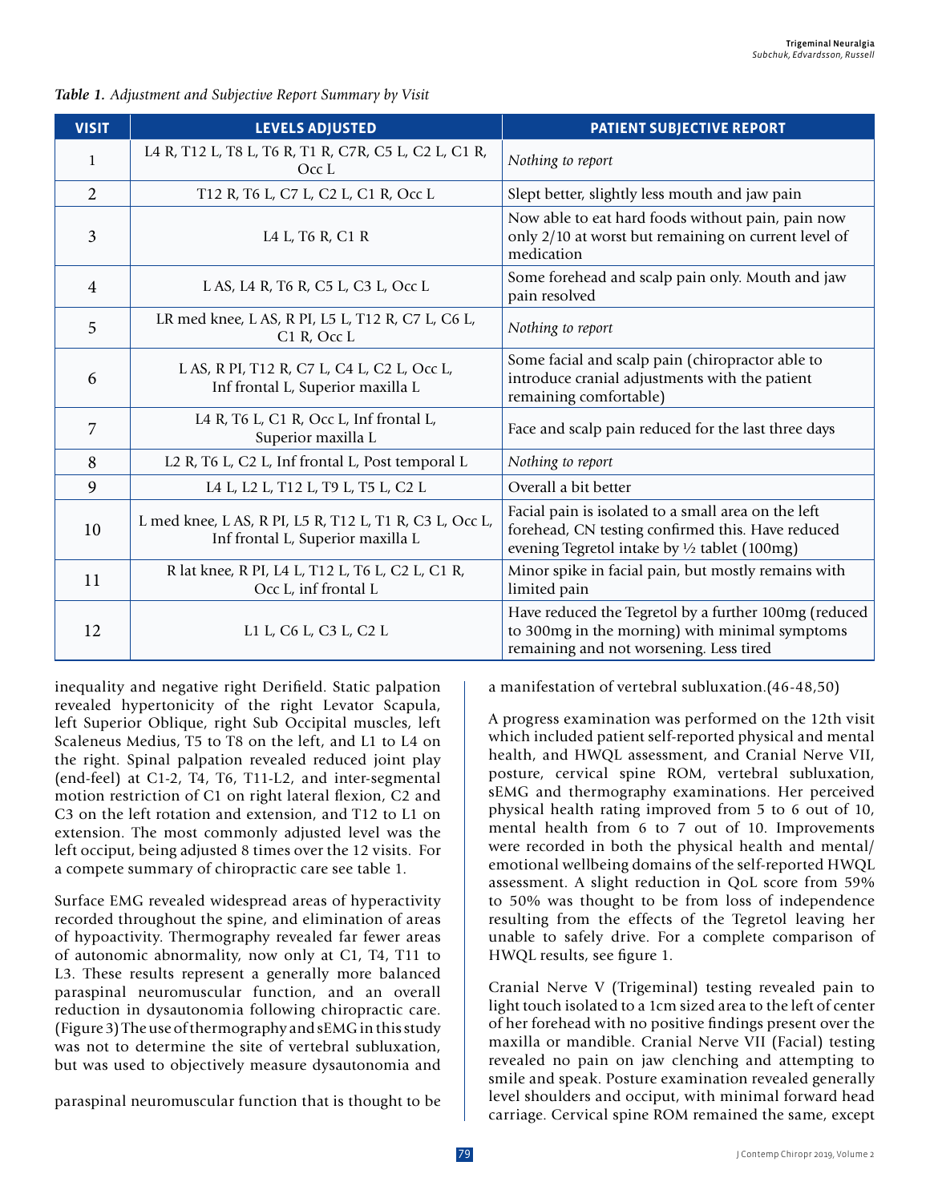*Table 1. Adjustment and Subjective Report Summary by Visit*

| VISIT | LEVELS ADJUSTED | PATIENT SUBJECTIVE REPORT |
|---|---|---|
| 1 | L4 R, T12 L, T8 L, T6 R, T1 R, C7R, C5 L, C2 L, C1 R, Occ L | *Nothing to report* |
| 2 | T12 R, T6 L, C7 L, C2 L, C1 R, Occ L | Slept better, slightly less mouth and jaw pain |
| 3 | L4 L, T6 R, C1 R | Now able to eat hard foods without pain, pain now only 2/10 at worst but remaining on current level of medication |
| 4 | L AS, L4 R, T6 R, C5 L, C3 L, Occ L | Some forehead and scalp pain only. Mouth and jaw pain resolved |
| 5 | LR med knee, L AS, R PI, L5 L, T12 R, C7 L, C6 L, C1 R, Occ L | *Nothing to report* |
| 6 | L AS, R PI, T12 R, C7 L, C4 L, C2 L, Occ L, Inf frontal L, Superior maxilla L | Some facial and scalp pain (chiropractor able to introduce cranial adjustments with the patient remaining comfortable) |
| 7 | L4 R, T6 L, C1 R, Occ L, Inf frontal L, Superior maxilla L | Face and scalp pain reduced for the last three days |
| 8 | L2 R, T6 L, C2 L, Inf frontal L, Post temporal L | *Nothing to report* |
| 9 | L4 L, L2 L, T12 L, T9 L, T5 L, C2 L | Overall a bit better |
| 10 | L med knee, L AS, R PI, L5 R, T12 L, T1 R, C3 L, Occ L, Inf frontal L, Superior maxilla L | Facial pain is isolated to a small area on the left forehead, CN testing confirmed this. Have reduced evening Tegretol intake by ½ tablet (100mg) |
| 11 | R lat knee, R PI, L4 L, T12 L, T6 L, C2 L, C1 R, Occ L, inf frontal L | Minor spike in facial pain, but mostly remains with limited pain |
| 12 | L1 L, C6 L, C3 L, C2 L | Have reduced the Tegretol by a further 100mg (reduced to 300mg in the morning) with minimal symptoms remaining and not worsening. Less tired |

inequality and negative right Derifield. Static palpation revealed hypertonicity of the right Levator Scapula, left Superior Oblique, right Sub Occipital muscles, left Scaleneus Medius, T5 to T8 on the left, and L1 to L4 on the right. Spinal palpation revealed reduced joint play (end-feel) at C1-2, T4, T6, T11-L2, and inter-segmental motion restriction of C1 on right lateral flexion, C2 and C3 on the left rotation and extension, and T12 to L1 on extension. The most commonly adjusted level was the left occiput, being adjusted 8 times over the 12 visits. For a compete summary of chiropractic care see table 1.

Surface EMG revealed widespread areas of hyperactivity recorded throughout the spine, and elimination of areas of hypoactivity. Thermography revealed far fewer areas of autonomic abnormality, now only at C1, T4, T11 to L3. These results represent a generally more balanced paraspinal neuromuscular function, and an overall reduction in dysautonomia following chiropractic care. (Figure 3) The use of thermography and sEMG in this study was not to determine the site of vertebral subluxation, but was used to objectively measure dysautonomia and paraspinal neuromuscular function that is thought to be a manifestation of vertebral subluxation.(46-48,50)

A progress examination was performed on the 12th visit which included patient self-reported physical and mental health, and HWQL assessment, and Cranial Nerve VII, posture, cervical spine ROM, vertebral subluxation, sEMG and thermography examinations. Her perceived physical health rating improved from 5 to 6 out of 10, mental health from 6 to 7 out of 10. Improvements were recorded in both the physical health and mental/emotional wellbeing domains of the self-reported HWQL assessment. A slight reduction in QoL score from 59% to 50% was thought to be from loss of independence resulting from the effects of the Tegretol leaving her unable to safely drive. For a complete comparison of HWQL results, see figure 1.

Cranial Nerve V (Trigeminal) testing revealed pain to light touch isolated to a 1cm sized area to the left of center of her forehead with no positive findings present over the maxilla or mandible. Cranial Nerve VII (Facial) testing revealed no pain on jaw clenching and attempting to smile and speak. Posture examination revealed generally level shoulders and occiput, with minimal forward head carriage. Cervical spine ROM remained the same, except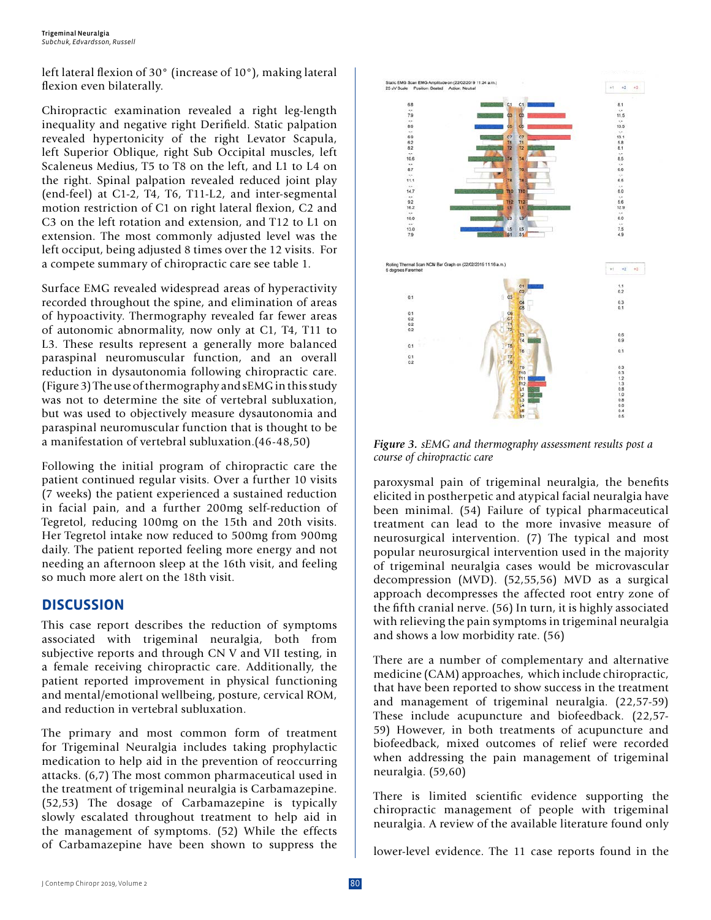left lateral flexion of 30° (increase of 10°), making lateral flexion even bilaterally.

Chiropractic examination revealed a right leg-length inequality and negative right Derifield. Static palpation revealed hypertonicity of the right Levator Scapula, left Superior Oblique, right Sub Occipital muscles, left Scaleneus Medius, T5 to T8 on the left, and L1 to L4 on the right. Spinal palpation revealed reduced joint play (end-feel) at C1-2, T4, T6, T11-L2, and inter-segmental motion restriction of C1 on right lateral flexion, C2 and C3 on the left rotation and extension, and T12 to L1 on extension. The most commonly adjusted level was the left occiput, being adjusted 8 times over the 12 visits. For a compete summary of chiropractic care see table 1.

Surface EMG revealed widespread areas of hyperactivity recorded throughout the spine, and elimination of areas of hypoactivity. Thermography revealed far fewer areas of autonomic abnormality, now only at C1, T4, T11 to L3. These results represent a generally more balanced paraspinal neuromuscular function, and an overall reduction in dysautonomia following chiropractic care. (Figure 3) The use of thermography and sEMG in this study was not to determine the site of vertebral subluxation, but was used to objectively measure dysautonomia and paraspinal neuromuscular function that is thought to be a manifestation of vertebral subluxation.(46-48,50)

Following the initial program of chiropractic care the patient continued regular visits. Over a further 10 visits (7 weeks) the patient experienced a sustained reduction in facial pain, and a further 200mg self-reduction of Tegretol, reducing 100mg on the 15th and 20th visits. Her Tegretol intake now reduced to 500mg from 900mg daily. The patient reported feeling more energy and not needing an afternoon sleep at the 16th visit, and feeling so much more alert on the 18th visit.

*Figure 3. sEMG and thermography assessment results post a course of chiropractic care*

## DISCUSSION

This case report describes the reduction of symptoms associated with trigeminal neuralgia, both from subjective reports and through CN V and VII testing, in a female receiving chiropractic care. Additionally, the patient reported improvement in physical functioning and mental/emotional wellbeing, posture, cervical ROM, and reduction in vertebral subluxation.

The primary and most common form of treatment for Trigeminal Neuralgia includes taking prophylactic medication to help aid in the prevention of reoccurring attacks. (6,7) The most common pharmaceutical used in the treatment of trigeminal neuralgia is Carbamazepine. (52,53) The dosage of Carbamazepine is typically slowly escalated throughout treatment to help aid in the management of symptoms. (52) While the effects of Carbamazepine have been shown to suppress the paroxysmal pain of trigeminal neuralgia, the benefits elicited in postherpetic and atypical facial neuralgia have been minimal. (54) Failure of typical pharmaceutical treatment can lead to the more invasive measure of neurosurgical intervention. (7) The typical and most popular neurosurgical intervention used in the majority of trigeminal neuralgia cases would be microvascular decompression (MVD). (52,55,56) MVD as a surgical approach decompresses the affected root entry zone of the fifth cranial nerve. (56) In turn, it is highly associated with relieving the pain symptoms in trigeminal neuralgia and shows a low morbidity rate. (56)

There are a number of complementary and alternative medicine (CAM) approaches, which include chiropractic, that have been reported to show success in the treatment and management of trigeminal neuralgia. (22,57-59) These include acupuncture and biofeedback. (22,57-59) However, in both treatments of acupuncture and biofeedback, mixed outcomes of relief were recorded when addressing the pain management of trigeminal neuralgia. (59,60)

There is limited scientific evidence supporting the chiropractic management of people with trigeminal neuralgia. A review of the available literature found only lower-level evidence. The 11 case reports found in the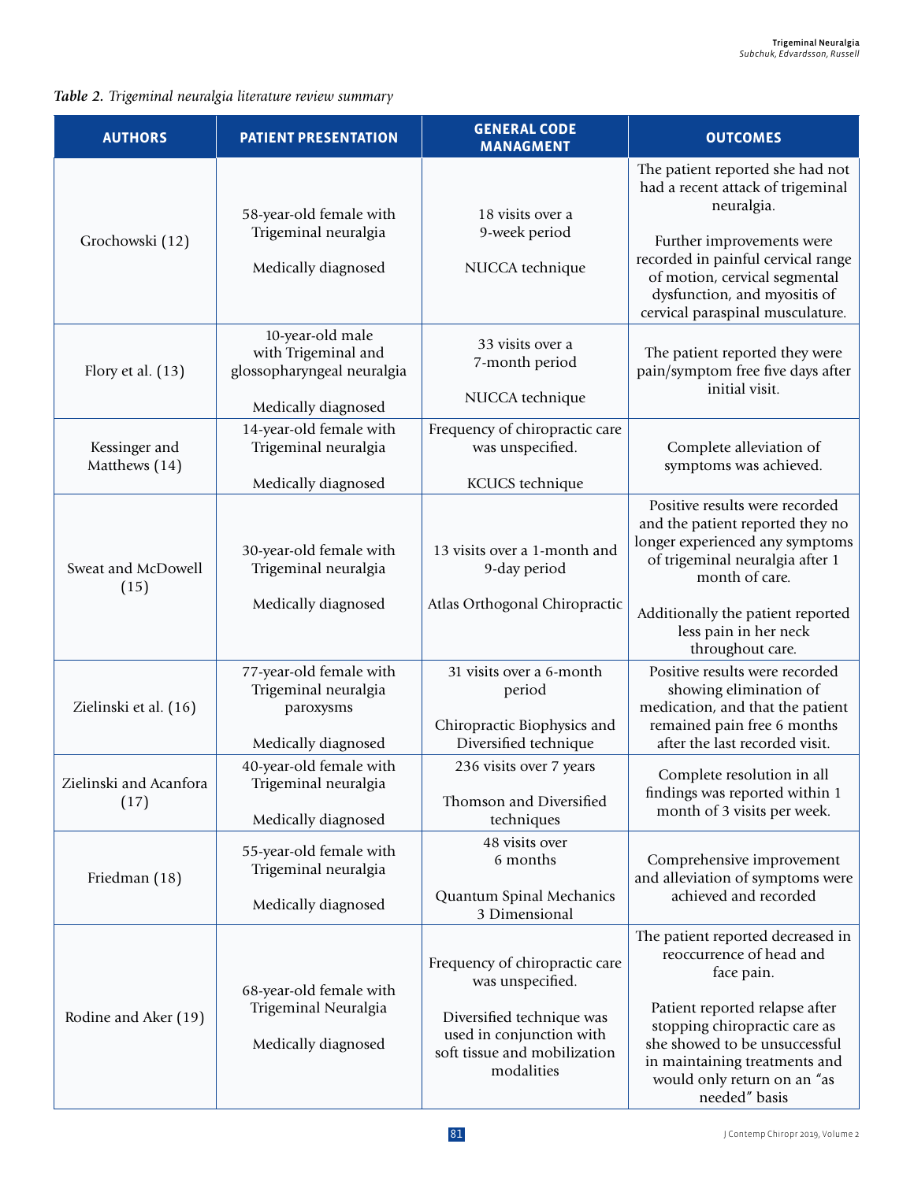*Table 2. Trigeminal neuralgia literature review summary*

| AUTHORS | PATIENT PRESENTATION | GENERAL CODE MANAGMENT | OUTCOMES |
|---|---|---|---|
| Grochowski (12) | 58-year-old female with Trigeminal neuralgia<br><br>Medically diagnosed | 18 visits over a 9-week period<br><br>NUCCA technique | The patient reported she had not had a recent attack of trigeminal neuralgia.<br><br>Further improvements were recorded in painful cervical range of motion, cervical segmental dysfunction, and myositis of cervical paraspinal musculature. |
| Flory et al. (13) | 10-year-old male with Trigeminal and glossopharyngeal neuralgia<br><br>Medically diagnosed | 33 visits over a 7-month period<br><br>NUCCA technique | The patient reported they were pain/symptom free five days after initial visit. |
| Kessinger and Matthews (14) | 14-year-old female with Trigeminal neuralgia<br><br>Medically diagnosed | Frequency of chiropractic care was unspecified.<br><br>KCUCS technique | Complete alleviation of symptoms was achieved. |
| Sweat and McDowell (15) | 30-year-old female with Trigeminal neuralgia<br><br>Medically diagnosed | 13 visits over a 1-month and 9-day period<br><br>Atlas Orthogonal Chiropractic | Positive results were recorded and the patient reported they no longer experienced any symptoms of trigeminal neuralgia after 1 month of care.<br><br>Additionally the patient reported less pain in her neck throughout care. |
| Zielinski et al. (16) | 77-year-old female with Trigeminal neuralgia paroxysms<br><br>Medically diagnosed | 31 visits over a 6-month period<br><br>Chiropractic Biophysics and Diversified technique | Positive results were recorded showing elimination of medication, and that the patient remained pain free 6 months after the last recorded visit. |
| Zielinski and Acanfora (17) | 40-year-old female with Trigeminal neuralgia<br><br>Medically diagnosed | 236 visits over 7 years<br><br>Thomson and Diversified techniques | Complete resolution in all findings was reported within 1 month of 3 visits per week. |
| Friedman (18) | 55-year-old female with Trigeminal neuralgia<br><br>Medically diagnosed | 48 visits over 6 months<br><br>Quantum Spinal Mechanics 3 Dimensional | Comprehensive improvement and alleviation of symptoms were achieved and recorded |
| Rodine and Aker (19) | 68-year-old female with Trigeminal Neuralgia<br><br>Medically diagnosed | Frequency of chiropractic care was unspecified.<br><br>Diversified technique was used in conjunction with soft tissue and mobilization modalities | The patient reported decreased in reoccurrence of head and face pain.<br><br>Patient reported relapse after stopping chiropractic care as she showed to be unsuccessful in maintaining treatments and would only return on an "as needed" basis |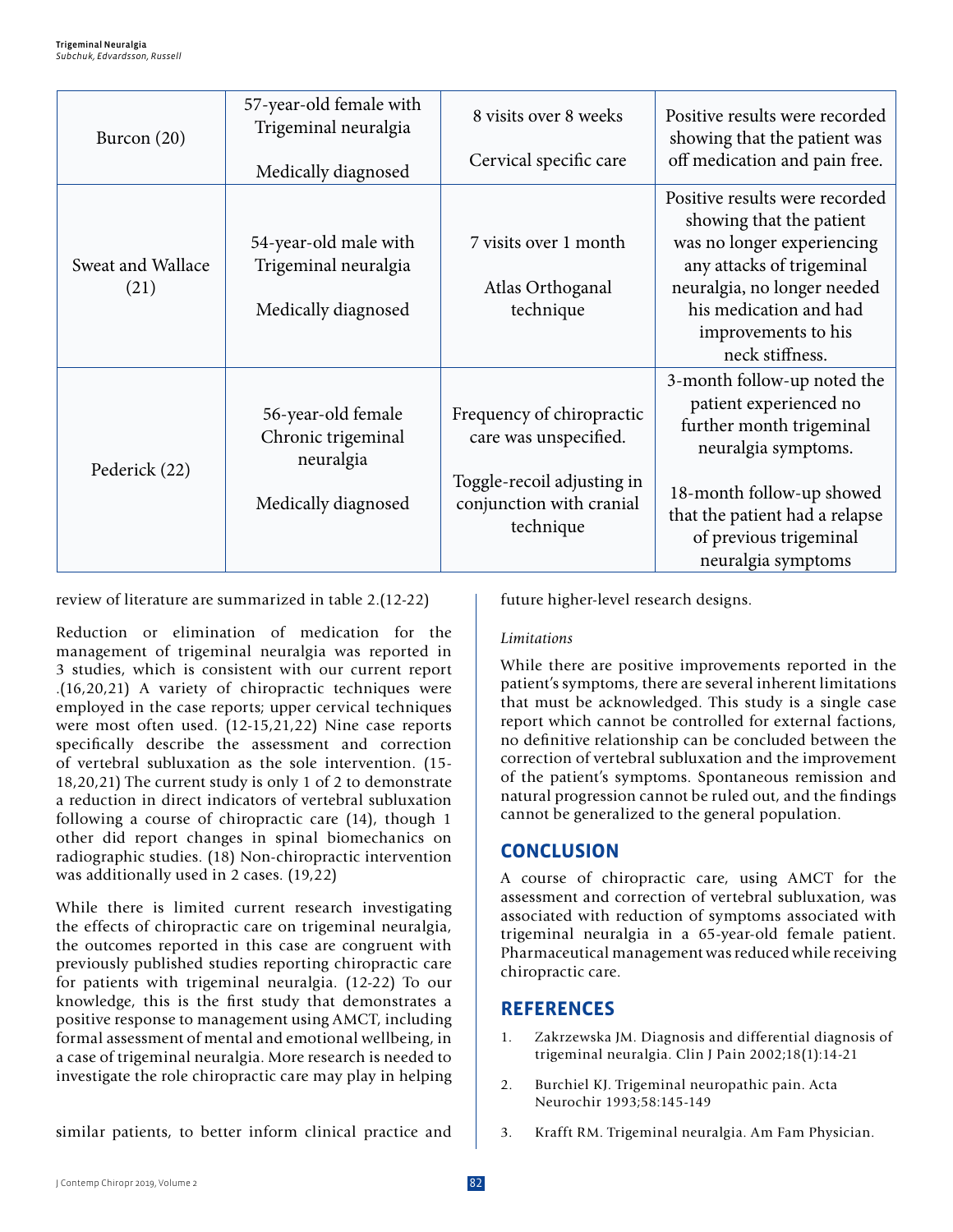| Burcon (20) | 57-year-old female with Trigeminal neuralgia<br><br>Medically diagnosed | 8 visits over 8 weeks<br><br>Cervical specific care | Positive results were recorded showing that the patient was off medication and pain free. |
|---|---|---|---|
| Sweat and Wallace (21) | 54-year-old male with Trigeminal neuralgia<br><br>Medically diagnosed | 7 visits over 1 month<br><br>Atlas Orthoganal technique | Positive results were recorded showing that the patient was no longer experiencing any attacks of trigeminal neuralgia, no longer needed his medication and had improvements to his neck stiffness. |
| Pederick (22) | 56-year-old female Chronic trigeminal neuralgia<br><br>Medically diagnosed | Frequency of chiropractic care was unspecified.<br><br>Toggle-recoil adjusting in conjunction with cranial technique | 3-month follow-up noted the patient experienced no further month trigeminal neuralgia symptoms.<br><br>18-month follow-up showed that the patient had a relapse of previous trigeminal neuralgia symptoms |

review of literature are summarized in table 2.(12-22)

Reduction or elimination of medication for the management of trigeminal neuralgia was reported in 3 studies, which is consistent with our current report .(16,20,21) A variety of chiropractic techniques were employed in the case reports; upper cervical techniques were most often used. (12-15,21,22) Nine case reports specifically describe the assessment and correction of vertebral subluxation as the sole intervention. (15-18,20,21) The current study is only 1 of 2 to demonstrate a reduction in direct indicators of vertebral subluxation following a course of chiropractic care (14), though 1 other did report changes in spinal biomechanics on radiographic studies. (18) Non-chiropractic intervention was additionally used in 2 cases. (19,22)

While there is limited current research investigating the effects of chiropractic care on trigeminal neuralgia, the outcomes reported in this case are congruent with previously published studies reporting chiropractic care for patients with trigeminal neuralgia. (12-22) To our knowledge, this is the first study that demonstrates a positive response to management using AMCT, including formal assessment of mental and emotional wellbeing, in a case of trigeminal neuralgia. More research is needed to investigate the role chiropractic care may play in helping similar patients, to better inform clinical practice and future higher-level research designs.

*Limitations*

While there are positive improvements reported in the patient's symptoms, there are several inherent limitations that must be acknowledged. This study is a single case report which cannot be controlled for external factions, no definitive relationship can be concluded between the correction of vertebral subluxation and the improvement of the patient's symptoms. Spontaneous remission and natural progression cannot be ruled out, and the findings cannot be generalized to the general population.

## CONCLUSION

A course of chiropractic care, using AMCT for the assessment and correction of vertebral subluxation, was associated with reduction of symptoms associated with trigeminal neuralgia in a 65-year-old female patient. Pharmaceutical management was reduced while receiving chiropractic care.

## REFERENCES

1. Zakrzewska JM. Diagnosis and differential diagnosis of trigeminal neuralgia. Clin J Pain 2002;18(1):14-21
2. Burchiel KJ. Trigeminal neuropathic pain. Acta Neurochir 1993;58:145-149
3. Krafft RM. Trigeminal neuralgia. Am Fam Physician.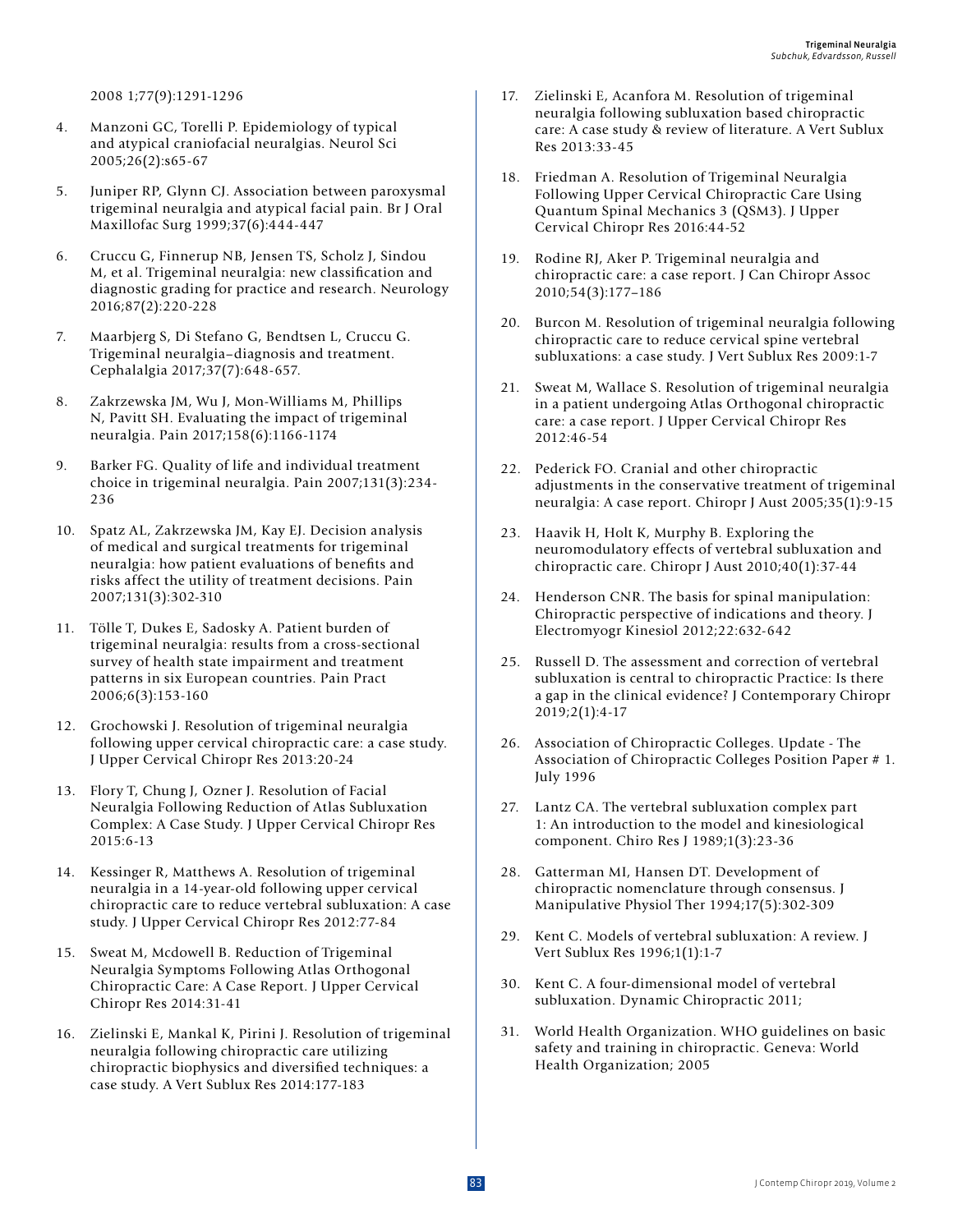2008 1;77(9):1291-1296

4. Manzoni GC, Torelli P. Epidemiology of typical and atypical craniofacial neuralgias. Neurol Sci 2005;26(2):s65-67

5. Juniper RP, Glynn CJ. Association between paroxysmal trigeminal neuralgia and atypical facial pain. Br J Oral Maxillofac Surg 1999;37(6):444-447

6. Cruccu G, Finnerup NB, Jensen TS, Scholz J, Sindou M, et al. Trigeminal neuralgia: new classification and diagnostic grading for practice and research. Neurology 2016;87(2):220-228

7. Maarbjerg S, Di Stefano G, Bendtsen L, Cruccu G. Trigeminal neuralgia–diagnosis and treatment. Cephalalgia 2017;37(7):648-657.

8. Zakrzewska JM, Wu J, Mon-Williams M, Phillips N, Pavitt SH. Evaluating the impact of trigeminal neuralgia. Pain 2017;158(6):1166-1174

9. Barker FG. Quality of life and individual treatment choice in trigeminal neuralgia. Pain 2007;131(3):234-236

10. Spatz AL, Zakrzewska JM, Kay EJ. Decision analysis of medical and surgical treatments for trigeminal neuralgia: how patient evaluations of benefits and risks affect the utility of treatment decisions. Pain 2007;131(3):302-310

11. Tölle T, Dukes E, Sadosky A. Patient burden of trigeminal neuralgia: results from a cross-sectional survey of health state impairment and treatment patterns in six European countries. Pain Pract 2006;6(3):153-160

12. Grochowski J. Resolution of trigeminal neuralgia following upper cervical chiropractic care: a case study. J Upper Cervical Chiropr Res 2013:20-24

13. Flory T, Chung J, Ozner J. Resolution of Facial Neuralgia Following Reduction of Atlas Subluxation Complex: A Case Study. J Upper Cervical Chiropr Res 2015:6-13

14. Kessinger R, Matthews A. Resolution of trigeminal neuralgia in a 14-year-old following upper cervical chiropractic care to reduce vertebral subluxation: A case study. J Upper Cervical Chiropr Res 2012:77-84

15. Sweat M, Mcdowell B. Reduction of Trigeminal Neuralgia Symptoms Following Atlas Orthogonal Chiropractic Care: A Case Report. J Upper Cervical Chiropr Res 2014:31-41

16. Zielinski E, Mankal K, Pirini J. Resolution of trigeminal neuralgia following chiropractic care utilizing chiropractic biophysics and diversified techniques: a case study. A Vert Sublux Res 2014:177-183

17. Zielinski E, Acanfora M. Resolution of trigeminal neuralgia following subluxation based chiropractic care: A case study & review of literature. A Vert Sublux Res 2013:33-45

18. Friedman A. Resolution of Trigeminal Neuralgia Following Upper Cervical Chiropractic Care Using Quantum Spinal Mechanics 3 (QSM3). J Upper Cervical Chiropr Res 2016:44-52

19. Rodine RJ, Aker P. Trigeminal neuralgia and chiropractic care: a case report. J Can Chiropr Assoc 2010;54(3):177–186

20. Burcon M. Resolution of trigeminal neuralgia following chiropractic care to reduce cervical spine vertebral subluxations: a case study. J Vert Sublux Res 2009:1-7

21. Sweat M, Wallace S. Resolution of trigeminal neuralgia in a patient undergoing Atlas Orthogonal chiropractic care: a case report. J Upper Cervical Chiropr Res 2012:46-54

22. Pederick FO. Cranial and other chiropractic adjustments in the conservative treatment of trigeminal neuralgia: A case report. Chiropr J Aust 2005;35(1):9-15

23. Haavik H, Holt K, Murphy B. Exploring the neuromodulatory effects of vertebral subluxation and chiropractic care. Chiropr J Aust 2010;40(1):37-44

24. Henderson CNR. The basis for spinal manipulation: Chiropractic perspective of indications and theory. J Electromyogr Kinesiol 2012;22:632-642

25. Russell D. The assessment and correction of vertebral subluxation is central to chiropractic Practice: Is there a gap in the clinical evidence? J Contemporary Chiropr 2019;2(1):4-17

26. Association of Chiropractic Colleges. Update - The Association of Chiropractic Colleges Position Paper # 1. July 1996

27. Lantz CA. The vertebral subluxation complex part 1: An introduction to the model and kinesiological component. Chiro Res J 1989;1(3):23-36

28. Gatterman MI, Hansen DT. Development of chiropractic nomenclature through consensus. J Manipulative Physiol Ther 1994;17(5):302-309

29. Kent C. Models of vertebral subluxation: A review. J Vert Sublux Res 1996;1(1):1-7

30. Kent C. A four-dimensional model of vertebral subluxation. Dynamic Chiropractic 2011;

31. World Health Organization. WHO guidelines on basic safety and training in chiropractic. Geneva: World Health Organization; 2005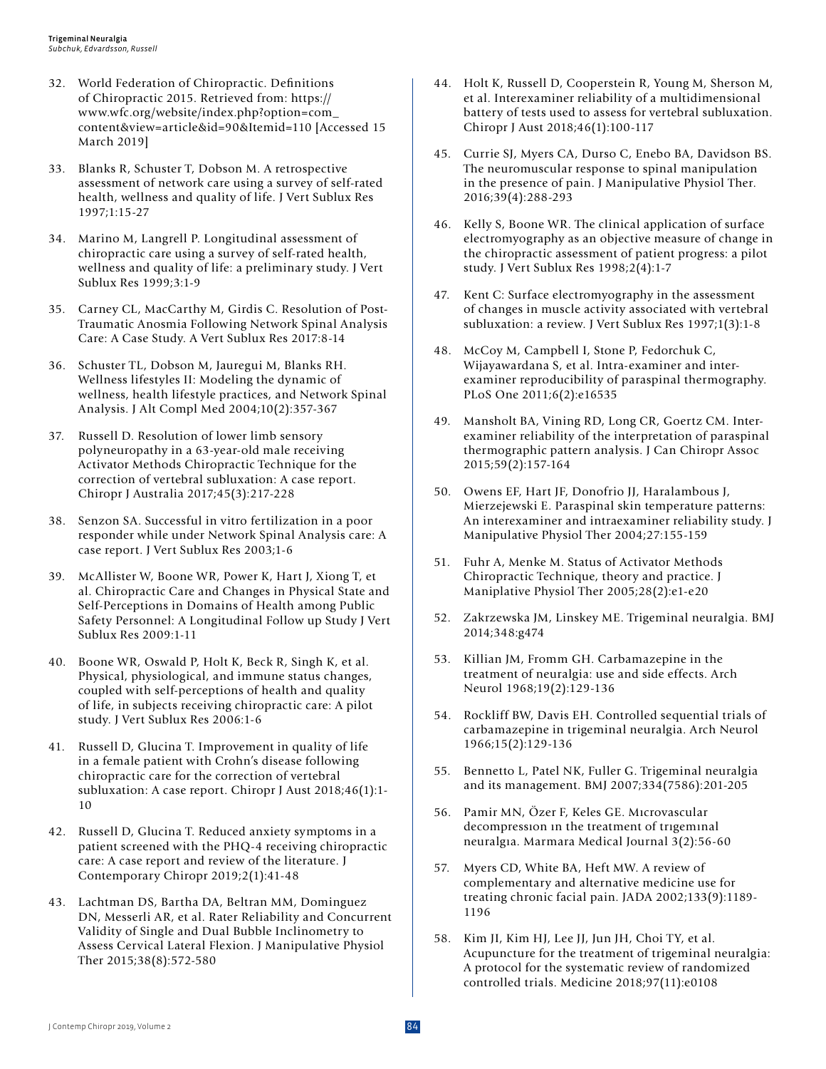32. World Federation of Chiropractic. Definitions of Chiropractic 2015. Retrieved from: https://www.wfc.org/website/index.php?option=com_content&view=article&id=90&Itemid=110 [Accessed 15 March 2019]

33. Blanks R, Schuster T, Dobson M. A retrospective assessment of network care using a survey of self-rated health, wellness and quality of life. J Vert Sublux Res 1997;1:15-27

34. Marino M, Langrell P. Longitudinal assessment of chiropractic care using a survey of self-rated health, wellness and quality of life: a preliminary study. J Vert Sublux Res 1999;3:1-9

35. Carney CL, MacCarthy M, Girdis C. Resolution of Post-Traumatic Anosmia Following Network Spinal Analysis Care: A Case Study. A Vert Sublux Res 2017:8-14

36. Schuster TL, Dobson M, Jauregui M, Blanks RH. Wellness lifestyles II: Modeling the dynamic of wellness, health lifestyle practices, and Network Spinal Analysis. J Alt Compl Med 2004;10(2):357-367

37. Russell D. Resolution of lower limb sensory polyneuropathy in a 63-year-old male receiving Activator Methods Chiropractic Technique for the correction of vertebral subluxation: A case report. Chiropr J Australia 2017;45(3):217-228

38. Senzon SA. Successful in vitro fertilization in a poor responder while under Network Spinal Analysis care: A case report. J Vert Sublux Res 2003;1-6

39. McAllister W, Boone WR, Power K, Hart J, Xiong T, et al. Chiropractic Care and Changes in Physical State and Self-Perceptions in Domains of Health among Public Safety Personnel: A Longitudinal Follow up Study J Vert Sublux Res 2009:1-11

40. Boone WR, Oswald P, Holt K, Beck R, Singh K, et al. Physical, physiological, and immune status changes, coupled with self-perceptions of health and quality of life, in subjects receiving chiropractic care: A pilot study. J Vert Sublux Res 2006:1-6

41. Russell D, Glucina T. Improvement in quality of life in a female patient with Crohn's disease following chiropractic care for the correction of vertebral subluxation: A case report. Chiropr J Aust 2018;46(1):1-10

42. Russell D, Glucina T. Reduced anxiety symptoms in a patient screened with the PHQ-4 receiving chiropractic care: A case report and review of the literature. J Contemporary Chiropr 2019;2(1):41-48

43. Lachtman DS, Bartha DA, Beltran MM, Dominguez DN, Messerli AR, et al. Rater Reliability and Concurrent Validity of Single and Dual Bubble Inclinometry to Assess Cervical Lateral Flexion. J Manipulative Physiol Ther 2015;38(8):572-580

44. Holt K, Russell D, Cooperstein R, Young M, Sherson M, et al. Interexaminer reliability of a multidimensional battery of tests used to assess for vertebral subluxation. Chiropr J Aust 2018;46(1):100-117

45. Currie SJ, Myers CA, Durso C, Enebo BA, Davidson BS. The neuromuscular response to spinal manipulation in the presence of pain. J Manipulative Physiol Ther. 2016;39(4):288-293

46. Kelly S, Boone WR. The clinical application of surface electromyography as an objective measure of change in the chiropractic assessment of patient progress: a pilot study. J Vert Sublux Res 1998;2(4):1-7

47. Kent C: Surface electromyography in the assessment of changes in muscle activity associated with vertebral subluxation: a review. J Vert Sublux Res 1997;1(3):1-8

48. McCoy M, Campbell I, Stone P, Fedorchuk C, Wijayawardana S, et al. Intra-examiner and inter-examiner reproducibility of paraspinal thermography. PLoS One 2011;6(2):e16535

49. Mansholt BA, Vining RD, Long CR, Goertz CM. Inter-examiner reliability of the interpretation of paraspinal thermographic pattern analysis. J Can Chiropr Assoc 2015;59(2):157-164

50. Owens EF, Hart JF, Donofrio JJ, Haralambous J, Mierzejewski E. Paraspinal skin temperature patterns: An interexaminer and intraexaminer reliability study. J Manipulative Physiol Ther 2004;27:155-159

51. Fuhr A, Menke M. Status of Activator Methods Chiropractic Technique, theory and practice. J Maniplative Physiol Ther 2005;28(2):e1-e20

52. Zakrzewska JM, Linskey ME. Trigeminal neuralgia. BMJ 2014;348:g474

53. Killian JM, Fromm GH. Carbamazepine in the treatment of neuralgia: use and side effects. Arch Neurol 1968;19(2):129-136

54. Rockliff BW, Davis EH. Controlled sequential trials of carbamazepine in trigeminal neuralgia. Arch Neurol 1966;15(2):129-136

55. Bennetto L, Patel NK, Fuller G. Trigeminal neuralgia and its management. BMJ 2007;334(7586):201-205

56. Pamir MN, Özer F, Keles GE. Mıcrovascular decompressıon ın the treatment of trıgemınal neuralgıa. Marmara Medical Journal 3(2):56-60

57. Myers CD, White BA, Heft MW. A review of complementary and alternative medicine use for treating chronic facial pain. JADA 2002;133(9):1189-1196

58. Kim JI, Kim HJ, Lee JJ, Jun JH, Choi TY, et al. Acupuncture for the treatment of trigeminal neuralgia: A protocol for the systematic review of randomized controlled trials. Medicine 2018;97(11):e0108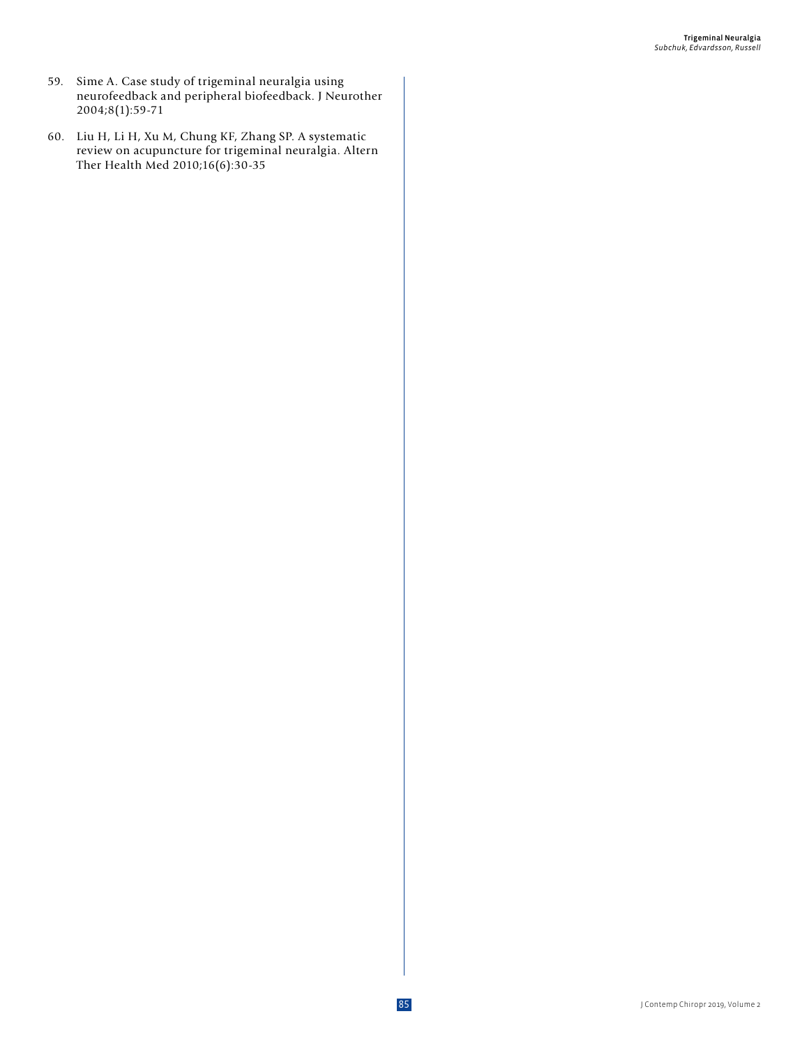59. Sime A. Case study of trigeminal neuralgia using neurofeedback and peripheral biofeedback. J Neurother 2004;8(1):59-71

60. Liu H, Li H, Xu M, Chung KF, Zhang SP. A systematic review on acupuncture for trigeminal neuralgia. Altern Ther Health Med 2010;16(6):30-35